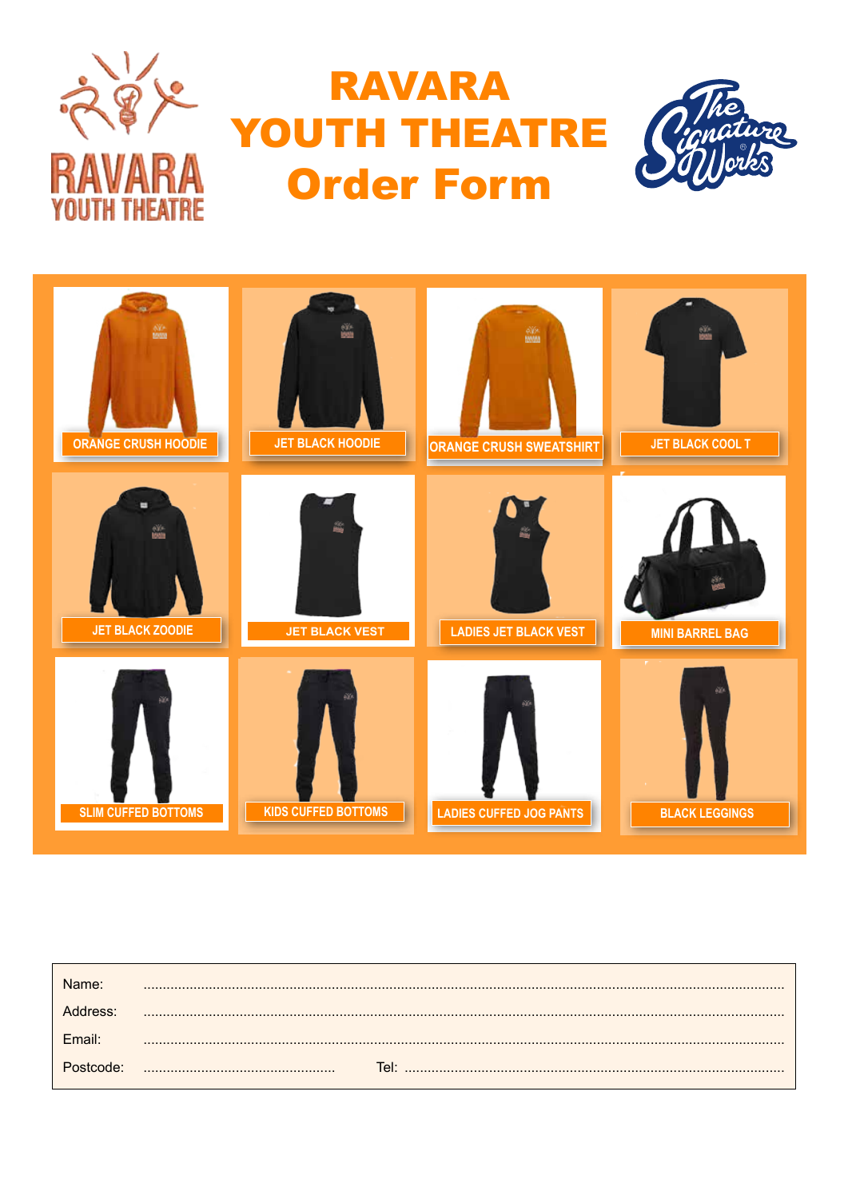# RAVARA YOUTH THEATRE Order Form

| | | | |
|---|---|---|---|
| ORANGE CRUSH HOODIE | JET BLACK HOODIE | ORANGE CRUSH SWEATSHIRT | JET BLACK COOL T |
| JET BLACK ZOODIE | JET BLACK VEST | LADIES JET BLACK VEST | MINI BARREL BAG |
| SLIM CUFFED BOTTOMS | KIDS CUFFED BOTTOMS | LADIES CUFFED JOG PANTS | BLACK LEGGINGS |

Name: ................................................................................................................................................

Address: ................................................................................................................................................

Email: ................................................................................................................................................

Postcode: .................................................. Tel: ..................................................................................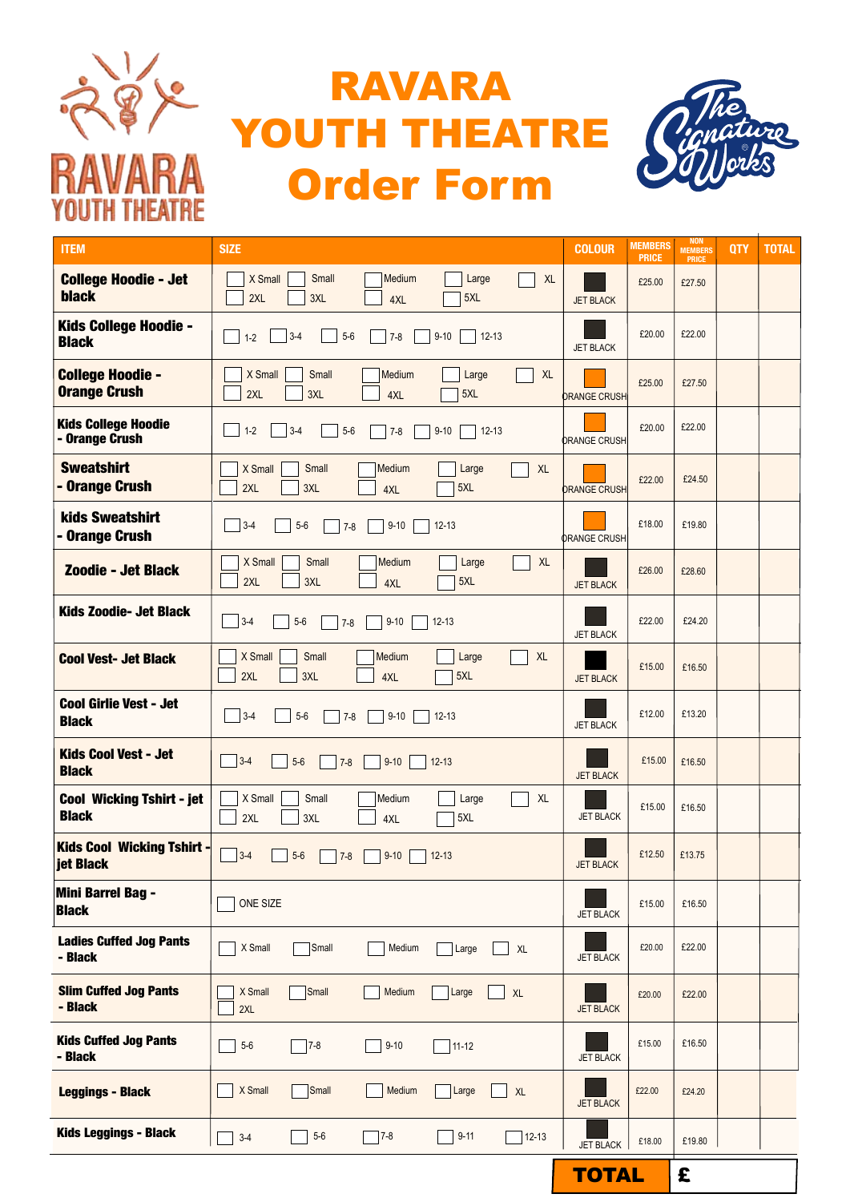# RAVARA YOUTH THEATRE Order Form

| ITEM | SIZE | COLOUR | MEMBERS PRICE | NON MEMBERS PRICE | QTY | TOTAL |
|---|---|---|---|---|---|---|
| College Hoodie - Jet black | X Small, Small, Medium, Large, XL, 2XL, 3XL, 4XL, 5XL | JET BLACK | £25.00 | £27.50 | | |
| Kids College Hoodie - Black | 1-2, 3-4, 5-6, 7-8, 9-10, 12-13 | JET BLACK | £20.00 | £22.00 | | |
| College Hoodie - Orange Crush | X Small, Small, Medium, Large, XL, 2XL, 3XL, 4XL, 5XL | ORANGE CRUSH | £25.00 | £27.50 | | |
| Kids College Hoodie - Orange Crush | 1-2, 3-4, 5-6, 7-8, 9-10, 12-13 | ORANGE CRUSH | £20.00 | £22.00 | | |
| Sweatshirt - Orange Crush | X Small, Small, Medium, Large, XL, 2XL, 3XL, 4XL, 5XL | ORANGE CRUSH | £22.00 | £24.50 | | |
| kids Sweatshirt - Orange Crush | 3-4, 5-6, 7-8, 9-10, 12-13 | ORANGE CRUSH | £18.00 | £19.80 | | |
| Zoodie - Jet Black | X Small, Small, Medium, Large, XL, 2XL, 3XL, 4XL, 5XL | JET BLACK | £26.00 | £28.60 | | |
| Kids Zoodie- Jet Black | 3-4, 5-6, 7-8, 9-10, 12-13 | JET BLACK | £22.00 | £24.20 | | |
| Cool Vest- Jet Black | X Small, Small, Medium, Large, XL, 2XL, 3XL, 4XL, 5XL | JET BLACK | £15.00 | £16.50 | | |
| Cool Girlie Vest - Jet Black | 3-4, 5-6, 7-8, 9-10, 12-13 | JET BLACK | £12.00 | £13.20 | | |
| Kids Cool Vest - Jet Black | 3-4, 5-6, 7-8, 9-10, 12-13 | JET BLACK | £15.00 | £16.50 | | |
| Cool Wicking Tshirt - jet Black | X Small, Small, Medium, Large, XL, 2XL, 3XL, 4XL, 5XL | JET BLACK | £15.00 | £16.50 | | |
| Kids Cool Wicking Tshirt - jet Black | 3-4, 5-6, 7-8, 9-10, 12-13 | JET BLACK | £12.50 | £13.75 | | |
| Mini Barrel Bag - Black | ONE SIZE | JET BLACK | £15.00 | £16.50 | | |
| Ladies Cuffed Jog Pants - Black | X Small, Small, Medium, Large, XL | JET BLACK | £20.00 | £22.00 | | |
| Slim Cuffed Jog Pants - Black | X Small, Small, Medium, Large, XL, 2XL | JET BLACK | £20.00 | £22.00 | | |
| Kids Cuffed Jog Pants - Black | 5-6, 7-8, 9-10, 11-12 | JET BLACK | £15.00 | £16.50 | | |
| Leggings - Black | X Small, Small, Medium, Large, XL | JET BLACK | £22.00 | £24.20 | | |
| Kids Leggings - Black | 3-4, 5-6, 7-8, 9-11, 12-13 | JET BLACK | £18.00 | £19.80 | | |

**TOTAL** £